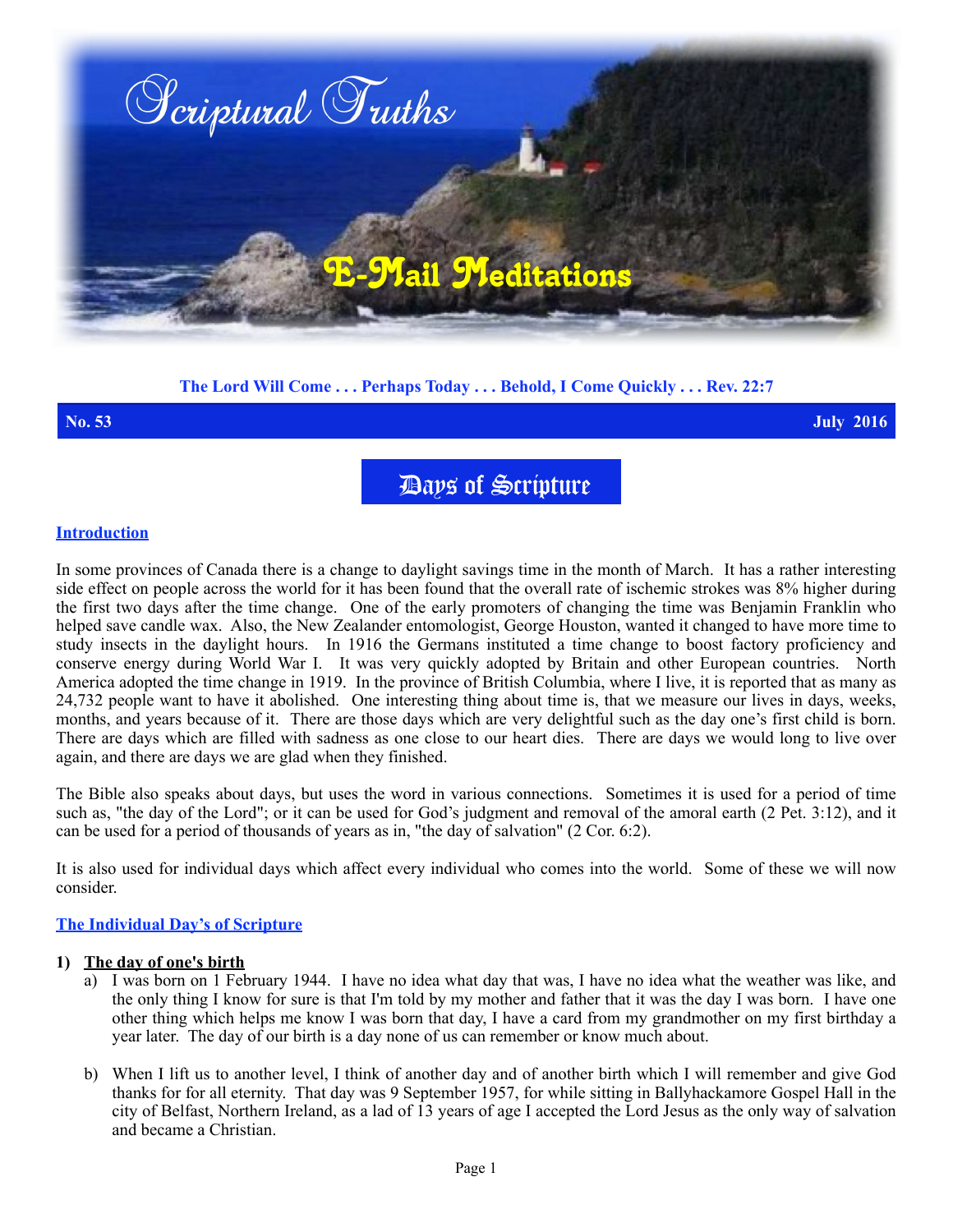# Scriptural Truths

## E-Mail Meditations

**The Lord Will Come . . . Perhaps Today . . . Behold, I Come Quickly . . . Rev. 22:7**

**No. 53** **July 2016**

# Days of Scripture

## Introduction

In some provinces of Canada there is a change to daylight savings time in the month of March. It has a rather interesting side effect on people across the world for it has been found that the overall rate of ischemic strokes was 8% higher during the first two days after the time change. One of the early promoters of changing the time was Benjamin Franklin who helped save candle wax. Also, the New Zealander entomologist, George Houston, wanted it changed to have more time to study insects in the daylight hours. In 1916 the Germans instituted a time change to boost factory proficiency and conserve energy during World War I. It was very quickly adopted by Britain and other European countries. North America adopted the time change in 1919. In the province of British Columbia, where I live, it is reported that as many as 24,732 people want to have it abolished. One interesting thing about time is, that we measure our lives in days, weeks, months, and years because of it. There are those days which are very delightful such as the day one's first child is born. There are days which are filled with sadness as one close to our heart dies. There are days we would long to live over again, and there are days we are glad when they finished.

The Bible also speaks about days, but uses the word in various connections. Sometimes it is used for a period of time such as, "the day of the Lord"; or it can be used for God's judgment and removal of the amoral earth (2 Pet. 3:12), and it can be used for a period of thousands of years as in, "the day of salvation" (2 Cor. 6:2).

It is also used for individual days which affect every individual who comes into the world. Some of these we will now consider.

## The Individual Day's of Scripture

1) **The day of one's birth**
   a) I was born on 1 February 1944. I have no idea what day that was, I have no idea what the weather was like, and the only thing I know for sure is that I'm told by my mother and father that it was the day I was born. I have one other thing which helps me know I was born that day, I have a card from my grandmother on my first birthday a year later. The day of our birth is a day none of us can remember or know much about.

   b) When I lift us to another level, I think of another day and of another birth which I will remember and give God thanks for for all eternity. That day was 9 September 1957, for while sitting in Ballyhackamore Gospel Hall in the city of Belfast, Northern Ireland, as a lad of 13 years of age I accepted the Lord Jesus as the only way of salvation and became a Christian.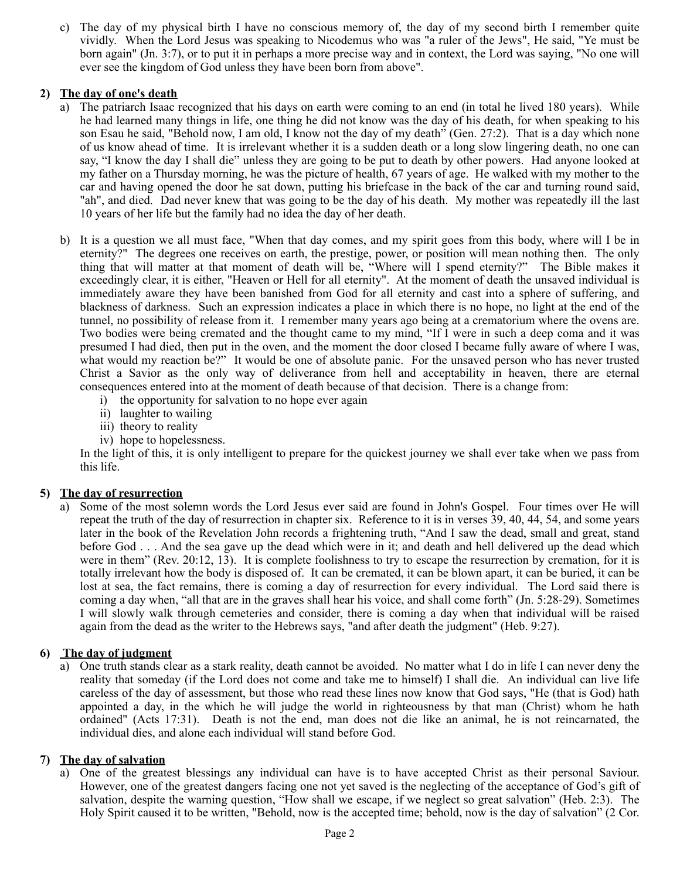c) The day of my physical birth I have no conscious memory of, the day of my second birth I remember quite vividly. When the Lord Jesus was speaking to Nicodemus who was "a ruler of the Jews", He said, "Ye must be born again" (Jn. 3:7), or to put it in perhaps a more precise way and in context, the Lord was saying, "No one will ever see the kingdom of God unless they have been born from above".

**2) <u>The day of one's death</u>**

a) The patriarch Isaac recognized that his days on earth were coming to an end (in total he lived 180 years). While he had learned many things in life, one thing he did not know was the day of his death, for when speaking to his son Esau he said, "Behold now, I am old, I know not the day of my death" (Gen. 27:2). That is a day which none of us know ahead of time. It is irrelevant whether it is a sudden death or a long slow lingering death, no one can say, "I know the day I shall die" unless they are going to be put to death by other powers. Had anyone looked at my father on a Thursday morning, he was the picture of health, 67 years of age. He walked with my mother to the car and having opened the door he sat down, putting his briefcase in the back of the car and turning round said, "ah", and died. Dad never knew that was going to be the day of his death. My mother was repeatedly ill the last 10 years of her life but the family had no idea the day of her death.

b) It is a question we all must face, "When that day comes, and my spirit goes from this body, where will I be in eternity?" The degrees one receives on earth, the prestige, power, or position will mean nothing then. The only thing that will matter at that moment of death will be, "Where will I spend eternity?" The Bible makes it exceedingly clear, it is either, "Heaven or Hell for all eternity". At the moment of death the unsaved individual is immediately aware they have been banished from God for all eternity and cast into a sphere of suffering, and blackness of darkness. Such an expression indicates a place in which there is no hope, no light at the end of the tunnel, no possibility of release from it. I remember many years ago being at a crematorium where the ovens are. Two bodies were being cremated and the thought came to my mind, "If I were in such a deep coma and it was presumed I had died, then put in the oven, and the moment the door closed I became fully aware of where I was, what would my reaction be?" It would be one of absolute panic. For the unsaved person who has never trusted Christ a Savior as the only way of deliverance from hell and acceptability in heaven, there are eternal consequences entered into at the moment of death because of that decision. There is a change from:

   i) the opportunity for salvation to no hope ever again
   ii) laughter to wailing
   iii) theory to reality
   iv) hope to hopelessness.

In the light of this, it is only intelligent to prepare for the quickest journey we shall ever take when we pass from this life.

**5) <u>The day of resurrection</u>**

a) Some of the most solemn words the Lord Jesus ever said are found in John's Gospel. Four times over He will repeat the truth of the day of resurrection in chapter six. Reference to it is in verses 39, 40, 44, 54, and some years later in the book of the Revelation John records a frightening truth, "And I saw the dead, small and great, stand before God . . . And the sea gave up the dead which were in it; and death and hell delivered up the dead which were in them" (Rev. 20:12, 13). It is complete foolishness to try to escape the resurrection by cremation, for it is totally irrelevant how the body is disposed of. It can be cremated, it can be blown apart, it can be buried, it can be lost at sea, the fact remains, there is coming a day of resurrection for every individual. The Lord said there is coming a day when, "all that are in the graves shall hear his voice, and shall come forth" (Jn. 5:28-29). Sometimes I will slowly walk through cemeteries and consider, there is coming a day when that individual will be raised again from the dead as the writer to the Hebrews says, "and after death the judgment" (Heb. 9:27).

**6) <u>The day of judgment</u>**

a) One truth stands clear as a stark reality, death cannot be avoided. No matter what I do in life I can never deny the reality that someday (if the Lord does not come and take me to himself) I shall die. An individual can live life careless of the day of assessment, but those who read these lines now know that God says, "He (that is God) hath appointed a day, in the which he will judge the world in righteousness by that man (Christ) whom he hath ordained" (Acts 17:31). Death is not the end, man does not die like an animal, he is not reincarnated, the individual dies, and alone each individual will stand before God.

**7) <u>The day of salvation</u>**

a) One of the greatest blessings any individual can have is to have accepted Christ as their personal Saviour. However, one of the greatest dangers facing one not yet saved is the neglecting of the acceptance of God's gift of salvation, despite the warning question, "How shall we escape, if we neglect so great salvation" (Heb. 2:3). The Holy Spirit caused it to be written, "Behold, now is the accepted time; behold, now is the day of salvation" (2 Cor.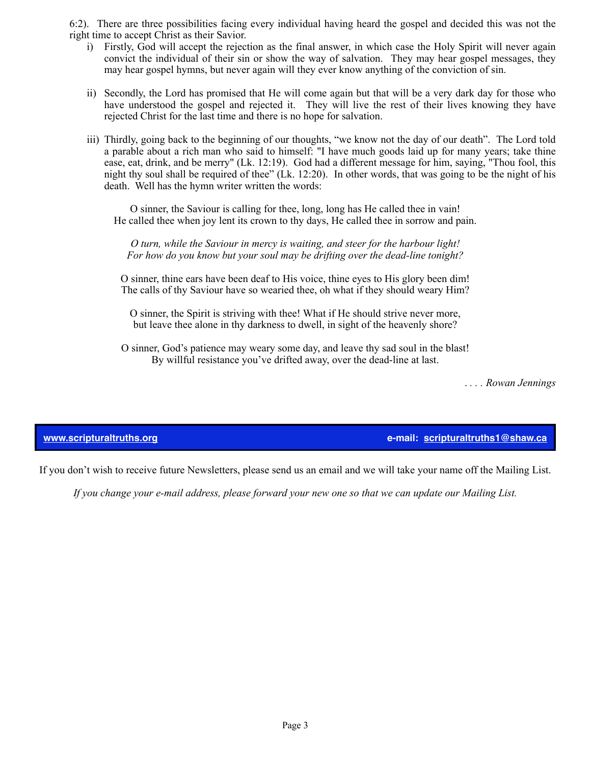6:2). There are three possibilities facing every individual having heard the gospel and decided this was not the right time to accept Christ as their Savior.

i) Firstly, God will accept the rejection as the final answer, in which case the Holy Spirit will never again convict the individual of their sin or show the way of salvation. They may hear gospel messages, they may hear gospel hymns, but never again will they ever know anything of the conviction of sin.

ii) Secondly, the Lord has promised that He will come again but that will be a very dark day for those who have understood the gospel and rejected it. They will live the rest of their lives knowing they have rejected Christ for the last time and there is no hope for salvation.

iii) Thirdly, going back to the beginning of our thoughts, "we know not the day of our death". The Lord told a parable about a rich man who said to himself: "I have much goods laid up for many years; take thine ease, eat, drink, and be merry" (Lk. 12:19). God had a different message for him, saying, "Thou fool, this night thy soul shall be required of thee" (Lk. 12:20). In other words, that was going to be the night of his death. Well has the hymn writer written the words:

O sinner, the Saviour is calling for thee, long, long has He called thee in vain!
He called thee when joy lent its crown to thy days, He called thee in sorrow and pain.

*O turn, while the Saviour in mercy is waiting, and steer for the harbour light!*
*For how do you know but your soul may be drifting over the dead-line tonight?*

O sinner, thine ears have been deaf to His voice, thine eyes to His glory been dim!
The calls of thy Saviour have so wearied thee, oh what if they should weary Him?

O sinner, the Spirit is striving with thee! What if He should strive never more,
but leave thee alone in thy darkness to dwell, in sight of the heavenly shore?

O sinner, God's patience may weary some day, and leave thy sad soul in the blast!
By willful resistance you've drifted away, over the dead-line at last.

. . . . *Rowan Jennings*

**www.scripturaltruths.org** **e-mail: scripturaltruths1@shaw.ca**

If you don't wish to receive future Newsletters, please send us an email and we will take your name off the Mailing List.

*If you change your e-mail address, please forward your new one so that we can update our Mailing List.*